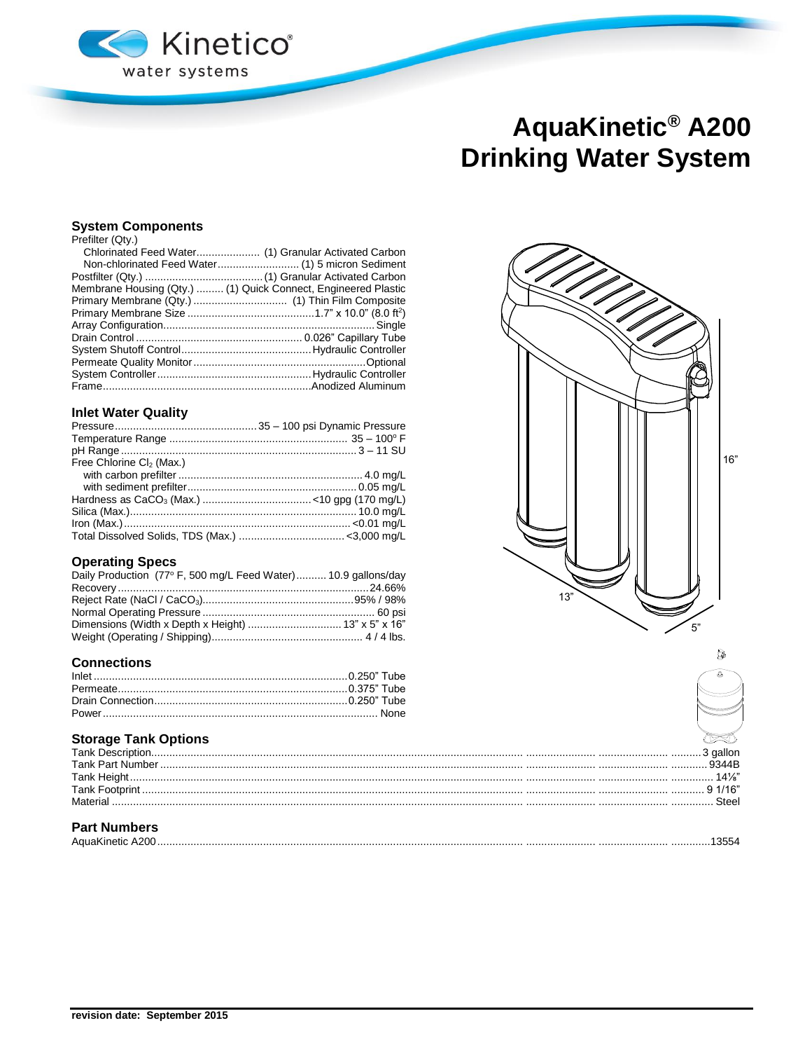Kinetico® water systems

# AquaKinetic® A200 Drinking Water System

## System Components

| Item | Value |
|---|---|
| Prefilter (Qty.) | |
| Chlorinated Feed Water | (1) Granular Activated Carbon |
| Non-chlorinated Feed Water | (1) 5 micron Sediment |
| Postfilter (Qty.) | (1) Granular Activated Carbon |
| Membrane Housing (Qty.) | (1) Quick Connect, Engineered Plastic |
| Primary Membrane (Qty.) | (1) Thin Film Composite |
| Primary Membrane Size | 1.7" x 10.0" (8.0 ft$^2$) |
| Array Configuration | Single |
| Drain Control | 0.026" Capillary Tube |
| System Shutoff Control | Hydraulic Controller |
| Permeate Quality Monitor | Optional |
| System Controller | Hydraulic Controller |
| Frame | Anodized Aluminum |

## Inlet Water Quality

| Item | Value |
|---|---|
| Pressure | 35 – 100 psi Dynamic Pressure |
| Temperature Range | 35 – 100° F |
| pH Range | 3 – 11 SU |
| Free Chlorine $Cl_2$ (Max.) | |
| with carbon prefilter | 4.0 mg/L |
| with sediment prefilter | 0.05 mg/L |
| Hardness as $CaCO_3$ (Max.) | <10 gpg (170 mg/L) |
| Silica (Max.) | 10.0 mg/L |
| Iron (Max.) | <0.01 mg/L |
| Total Dissolved Solids, TDS (Max.) | <3,000 mg/L |

## Operating Specs

| Item | Value |
|---|---|
| Daily Production (77° F, 500 mg/L Feed Water) | 10.9 gallons/day |
| Recovery | 24.66% |
| Reject Rate (NaCl / $CaCO_3$) | 95% / 98% |
| Normal Operating Pressure | 60 psi |
| Dimensions (Width x Depth x Height) | 13" x 5" x 16" |
| Weight (Operating / Shipping) | 4 / 4 lbs. |

## Connections

| Item | Value |
|---|---|
| Inlet | 0.250" Tube |
| Permeate | 0.375" Tube |
| Drain Connection | 0.250" Tube |
| Power | None |

16"

13"

5"

## Storage Tank Options

| Item | Value |
|---|---|
| Tank Description | 3 gallon |
| Tank Part Number | 9344B |
| Tank Height | 14⅛" |
| Tank Footprint | 9 1/16" |
| Material | Steel |

## Part Numbers

| Item | Value |
|---|---|
| AquaKinetic A200 | 13554 |

**revision date: September 2015**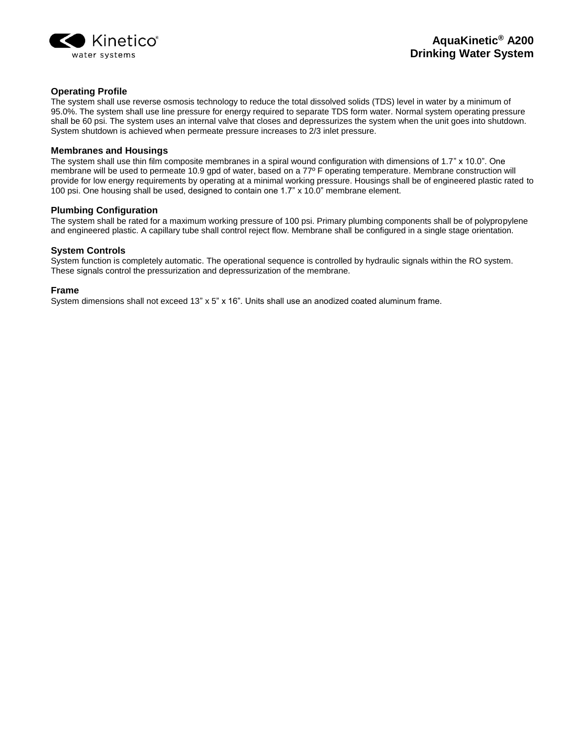# AquaKinetic® A200 Drinking Water System

### Operating Profile

The system shall use reverse osmosis technology to reduce the total dissolved solids (TDS) level in water by a minimum of 95.0%. The system shall use line pressure for energy required to separate TDS form water. Normal system operating pressure shall be 60 psi. The system uses an internal valve that closes and depressurizes the system when the unit goes into shutdown. System shutdown is achieved when permeate pressure increases to 2/3 inlet pressure.

### Membranes and Housings

The system shall use thin film composite membranes in a spiral wound configuration with dimensions of 1.7" x 10.0". One membrane will be used to permeate 10.9 gpd of water, based on a 77º F operating temperature. Membrane construction will provide for low energy requirements by operating at a minimal working pressure. Housings shall be of engineered plastic rated to 100 psi. One housing shall be used, designed to contain one 1.7" x 10.0" membrane element.

### Plumbing Configuration

The system shall be rated for a maximum working pressure of 100 psi. Primary plumbing components shall be of polypropylene and engineered plastic. A capillary tube shall control reject flow. Membrane shall be configured in a single stage orientation.

### System Controls

System function is completely automatic. The operational sequence is controlled by hydraulic signals within the RO system. These signals control the pressurization and depressurization of the membrane.

### Frame

System dimensions shall not exceed 13" x 5" x 16". Units shall use an anodized coated aluminum frame.